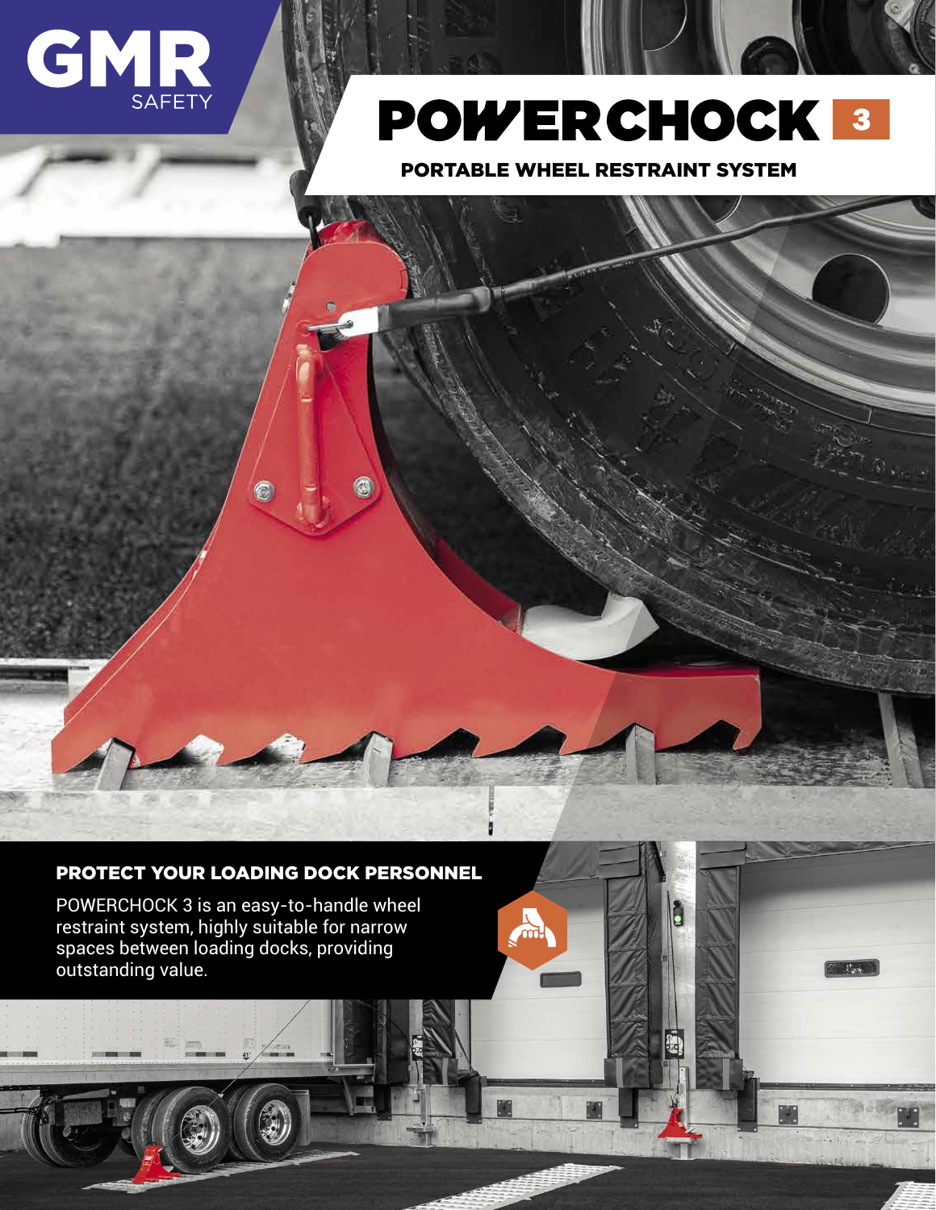GMR SAFETY

# POWERCHOCK 3

## PORTABLE WHEEL RESTRAINT SYSTEM

### PROTECT YOUR LOADING DOCK PERSONNEL

POWERCHOCK 3 is an easy-to-handle wheel restraint system, highly suitable for narrow spaces between loading docks, providing outstanding value.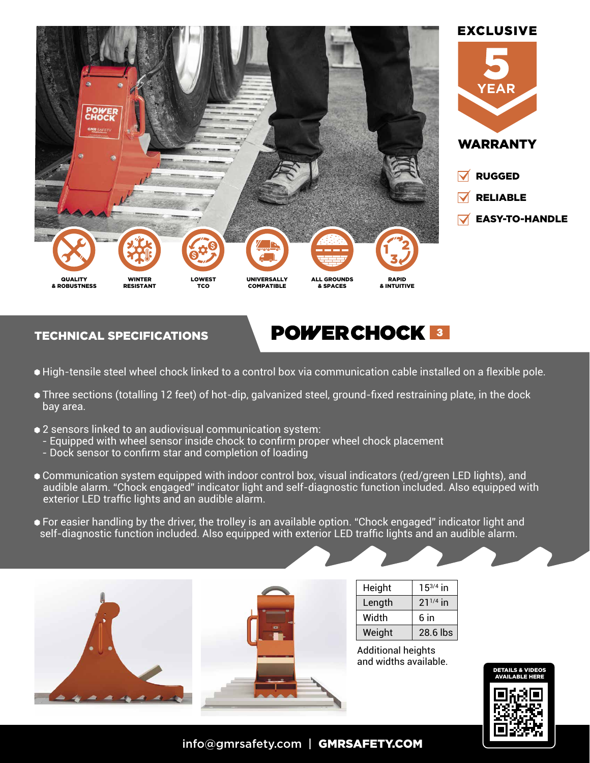EXCLUSIVE

5 YEAR

WARRANTY

- RUGGED
- RELIABLE
- EASY-TO-HANDLE

QUALITY & ROBUSTNESS

WINTER RESISTANT

LOWEST TCO

UNIVERSALLY COMPATIBLE

ALL GROUNDS & SPACES

RAPID & INTUITIVE

## TECHNICAL SPECIFICATIONS

# POWERCHOCK 3

- High-tensile steel wheel chock linked to a control box via communication cable installed on a flexible pole.
- Three sections (totalling 12 feet) of hot-dip, galvanized steel, ground-fixed restraining plate, in the dock bay area.
- 2 sensors linked to an audiovisual communication system:
  - Equipped with wheel sensor inside chock to confirm proper wheel chock placement
  - Dock sensor to confirm star and completion of loading
- Communication system equipped with indoor control box, visual indicators (red/green LED lights), and audible alarm. "Chock engaged" indicator light and self-diagnostic function included. Also equipped with exterior LED traffic lights and an audible alarm.
- For easier handling by the driver, the trolley is an available option. "Chock engaged" indicator light and self-diagnostic function included. Also equipped with exterior LED traffic lights and an audible alarm.

| | |
|---|---|
| Height | 15 3/4 in |
| Length | 21 1/4 in |
| Width | 6 in |
| Weight | 28.6 lbs |

Additional heights and widths available.

DETAILS & VIDEOS AVAILABLE HERE

info@gmrsafety.com | GMRSAFETY.COM